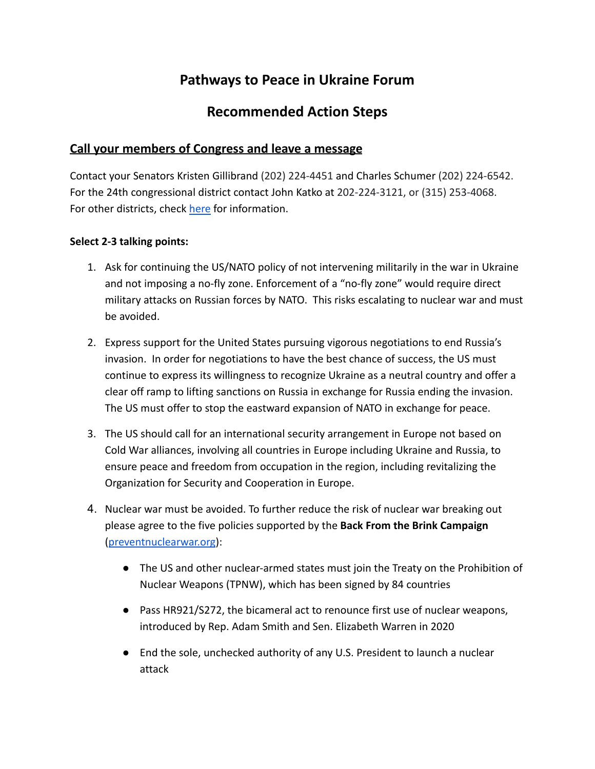# Pathways to Peace in Ukraine Forum

# Recommended Action Steps

## Call your members of Congress and leave a message

Contact your Senators Kristen Gillibrand (202) 224-4451 and Charles Schumer (202) 224-6542. For the 24th congressional district contact John Katko at 202-224-3121, or (315) 253-4068. For other districts, check here for information.

**Select 2-3 talking points:**

1. Ask for continuing the US/NATO policy of not intervening militarily in the war in Ukraine and not imposing a no-fly zone. Enforcement of a "no-fly zone" would require direct military attacks on Russian forces by NATO. This risks escalating to nuclear war and must be avoided.

2. Express support for the United States pursuing vigorous negotiations to end Russia's invasion. In order for negotiations to have the best chance of success, the US must continue to express its willingness to recognize Ukraine as a neutral country and offer a clear off ramp to lifting sanctions on Russia in exchange for Russia ending the invasion. The US must offer to stop the eastward expansion of NATO in exchange for peace.

3. The US should call for an international security arrangement in Europe not based on Cold War alliances, involving all countries in Europe including Ukraine and Russia, to ensure peace and freedom from occupation in the region, including revitalizing the Organization for Security and Cooperation in Europe.

4. Nuclear war must be avoided. To further reduce the risk of nuclear war breaking out please agree to the five policies supported by the **Back From the Brink Campaign** (preventnuclearwar.org):

    - The US and other nuclear-armed states must join the Treaty on the Prohibition of Nuclear Weapons (TPNW), which has been signed by 84 countries

    - Pass HR921/S272, the bicameral act to renounce first use of nuclear weapons, introduced by Rep. Adam Smith and Sen. Elizabeth Warren in 2020

    - End the sole, unchecked authority of any U.S. President to launch a nuclear attack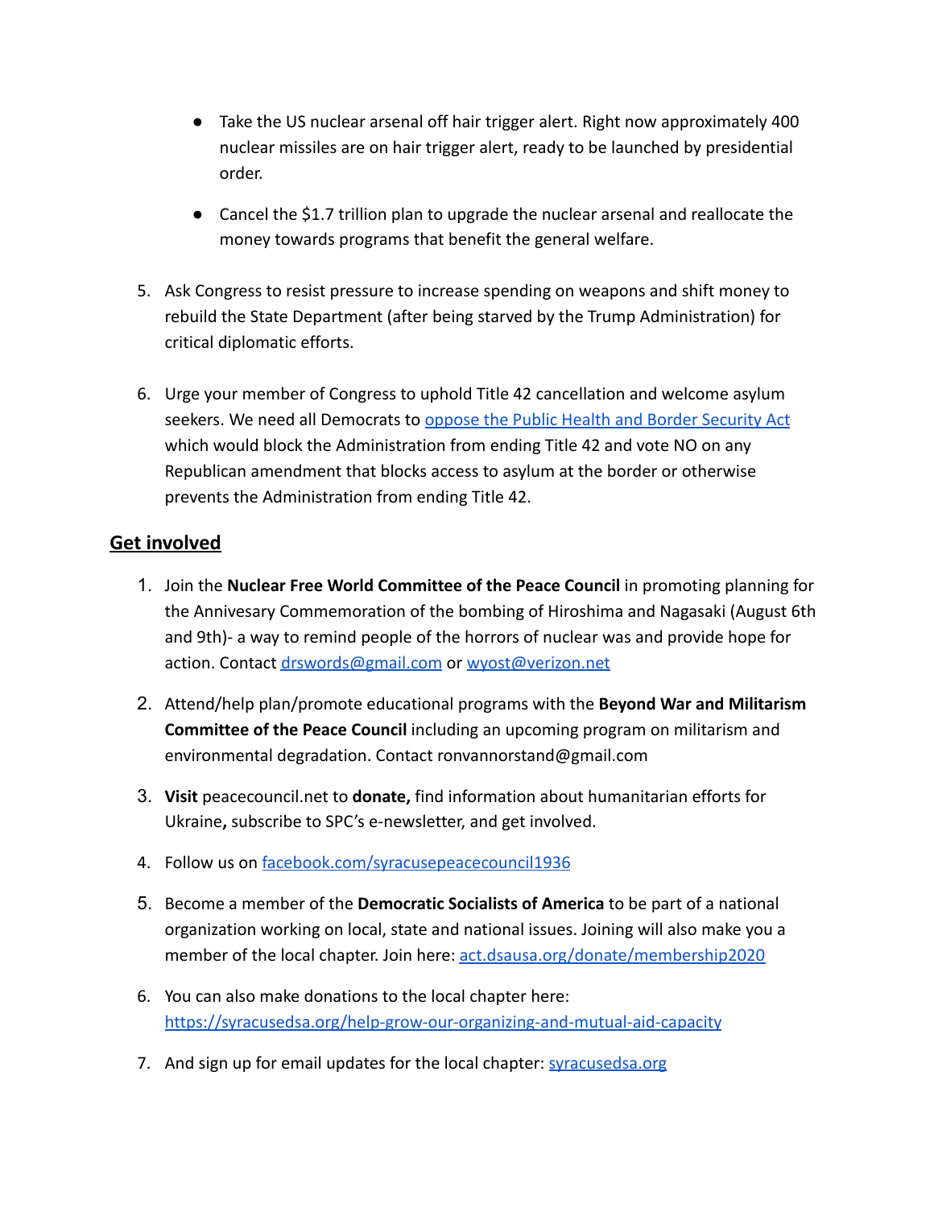- Take the US nuclear arsenal off hair trigger alert. Right now approximately 400 nuclear missiles are on hair trigger alert, ready to be launched by presidential order.

- Cancel the $1.7 trillion plan to upgrade the nuclear arsenal and reallocate the money towards programs that benefit the general welfare.

5. Ask Congress to resist pressure to increase spending on weapons and shift money to rebuild the State Department (after being starved by the Trump Administration) for critical diplomatic efforts.

6. Urge your member of Congress to uphold Title 42 cancellation and welcome asylum seekers. We need all Democrats to oppose the Public Health and Border Security Act which would block the Administration from ending Title 42 and vote NO on any Republican amendment that blocks access to asylum at the border or otherwise prevents the Administration from ending Title 42.

## Get involved

1. Join the **Nuclear Free World Committee of the Peace Council** in promoting planning for the Annivesary Commemoration of the bombing of Hiroshima and Nagasaki (August 6th and 9th)- a way to remind people of the horrors of nuclear was and provide hope for action. Contact drswords@gmail.com or wyost@verizon.net

2. Attend/help plan/promote educational programs with the **Beyond War and Militarism Committee of the Peace Council** including an upcoming program on militarism and environmental degradation. Contact ronvannorstand@gmail.com

3. **Visit** peacecouncil.net to **donate,** find information about humanitarian efforts for Ukraine**,** subscribe to SPC's e-newsletter, and get involved.

4. Follow us on facebook.com/syracusepeacecouncil1936

5. Become a member of the **Democratic Socialists of America** to be part of a national organization working on local, state and national issues. Joining will also make you a member of the local chapter. Join here: act.dsausa.org/donate/membership2020

6. You can also make donations to the local chapter here: https://syracusedsa.org/help-grow-our-organizing-and-mutual-aid-capacity

7. And sign up for email updates for the local chapter: syracusedsa.org